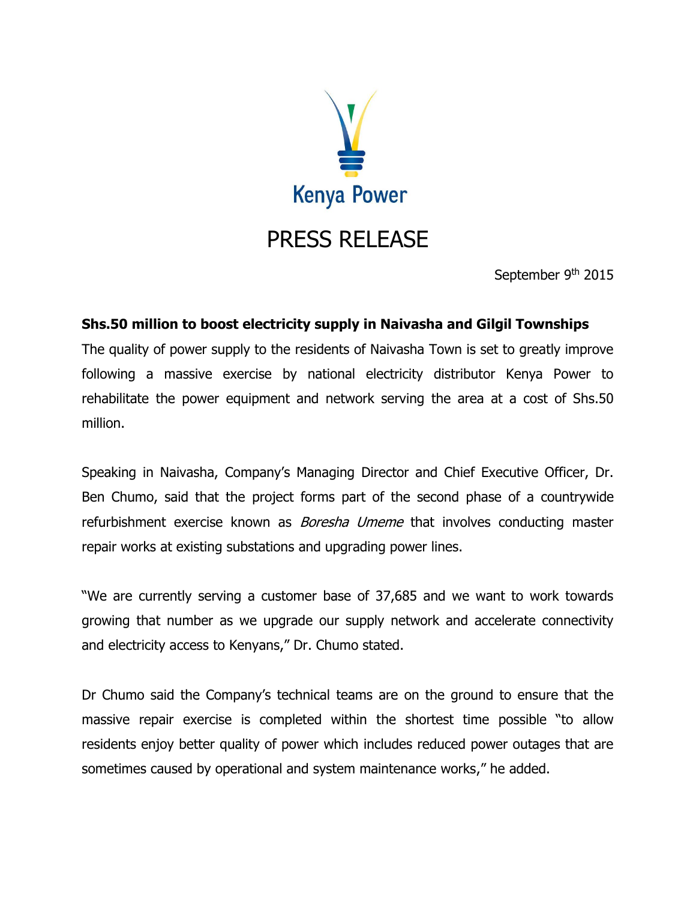Kenya Power

# PRESS RELEASE

September 9th 2015

**Shs.50 million to boost electricity supply in Naivasha and Gilgil Townships**

The quality of power supply to the residents of Naivasha Town is set to greatly improve following a massive exercise by national electricity distributor Kenya Power to rehabilitate the power equipment and network serving the area at a cost of Shs.50 million.

Speaking in Naivasha, Company's Managing Director and Chief Executive Officer, Dr. Ben Chumo, said that the project forms part of the second phase of a countrywide refurbishment exercise known as *Boresha Umeme* that involves conducting master repair works at existing substations and upgrading power lines.

"We are currently serving a customer base of 37,685 and we want to work towards growing that number as we upgrade our supply network and accelerate connectivity and electricity access to Kenyans," Dr. Chumo stated.

Dr Chumo said the Company's technical teams are on the ground to ensure that the massive repair exercise is completed within the shortest time possible "to allow residents enjoy better quality of power which includes reduced power outages that are sometimes caused by operational and system maintenance works," he added.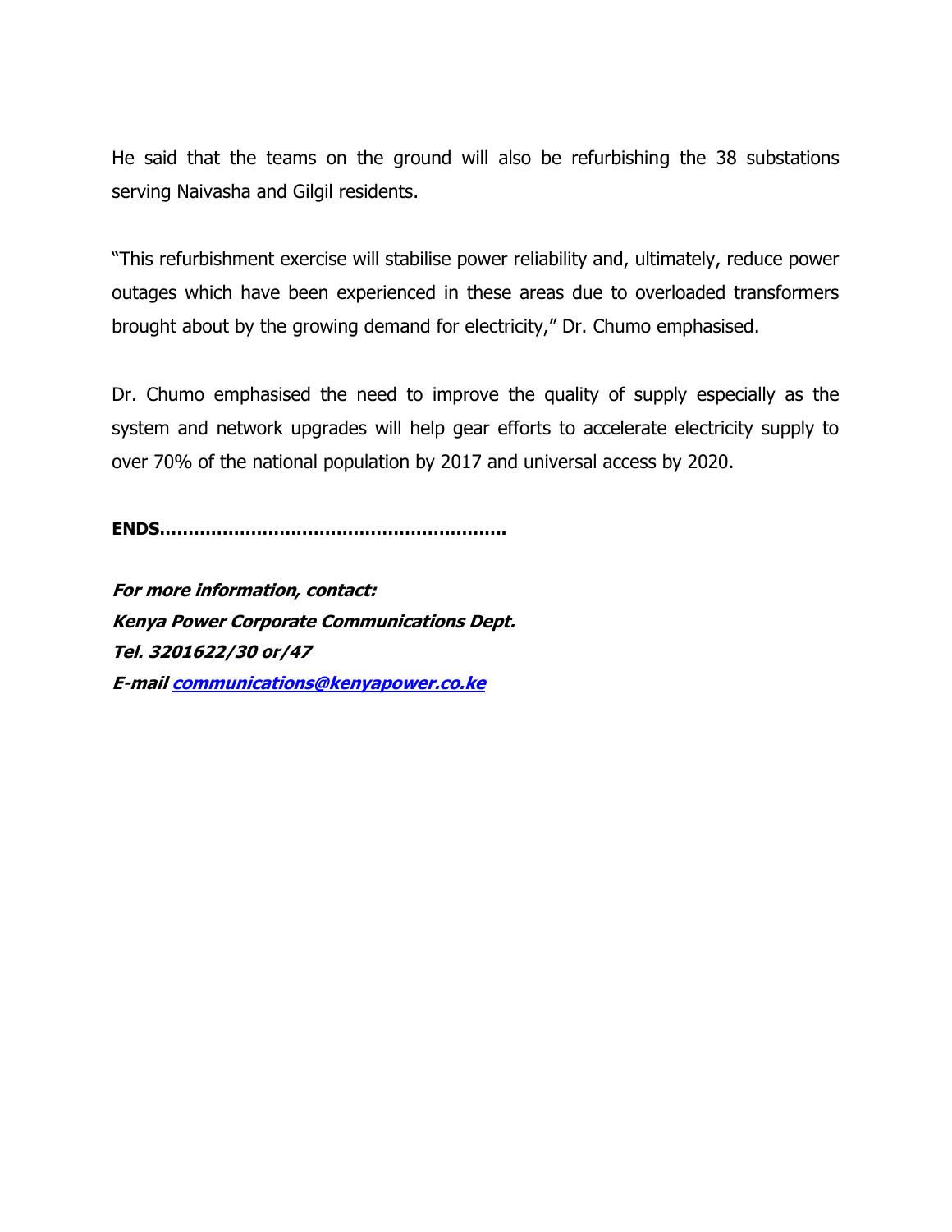He said that the teams on the ground will also be refurbishing the 38 substations serving Naivasha and Gilgil residents.

"This refurbishment exercise will stabilise power reliability and, ultimately, reduce power outages which have been experienced in these areas due to overloaded transformers brought about by the growing demand for electricity," Dr. Chumo emphasised.

Dr. Chumo emphasised the need to improve the quality of supply especially as the system and network upgrades will help gear efforts to accelerate electricity supply to over 70% of the national population by 2017 and universal access by 2020.

**ENDS……………………………………………………..**

***For more information, contact:***
***Kenya Power Corporate Communications Dept.***
***Tel. 3201622/30 or/47***
***E-mail [communications@kenyapower.co.ke](mailto:communications@kenyapower.co.ke)***